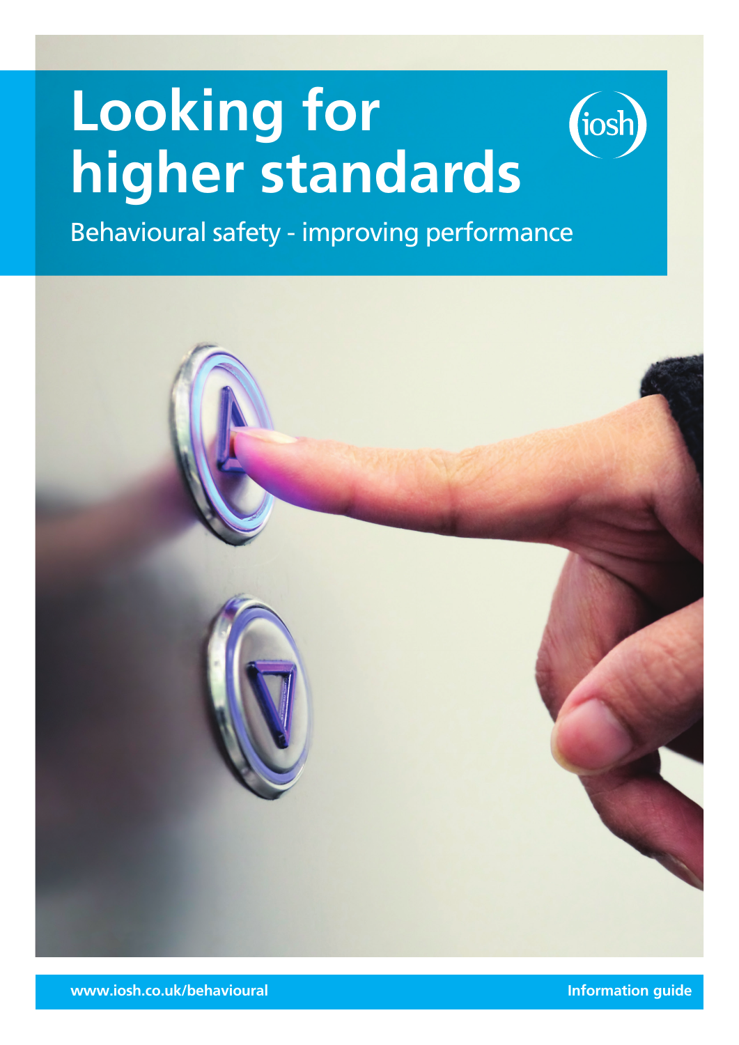# Looking for higher standards

iosh

Behavioural safety - improving performance

www.iosh.co.uk/behavioural

Information guide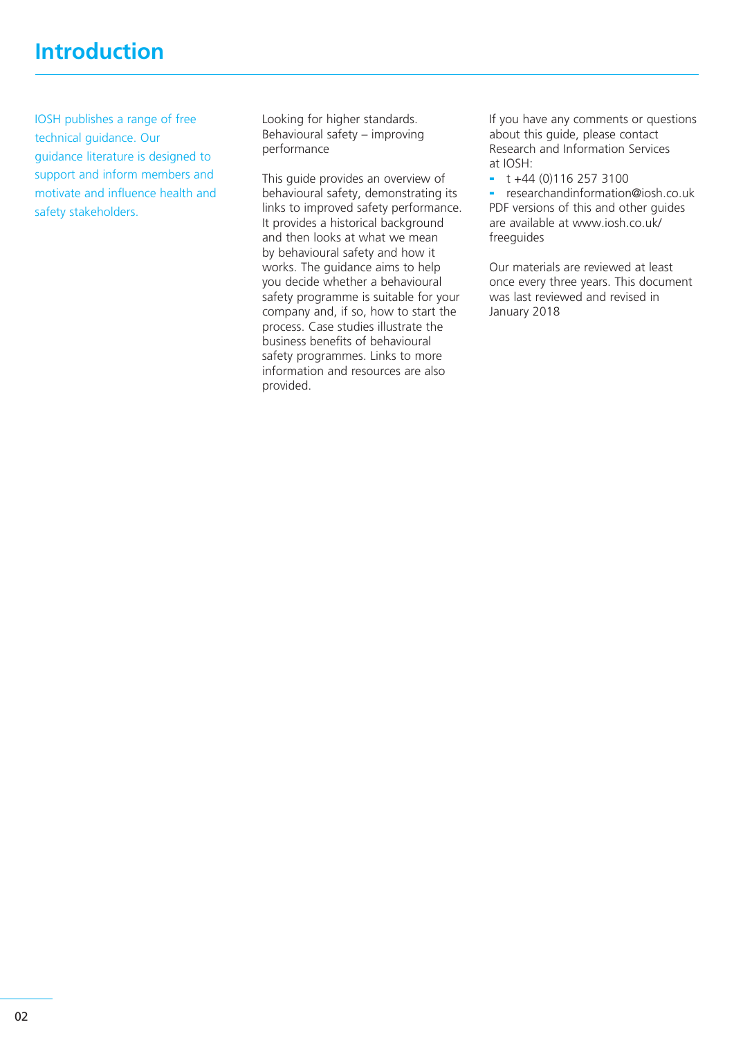# Introduction

IOSH publishes a range of free technical guidance. Our guidance literature is designed to support and inform members and motivate and influence health and safety stakeholders.

Looking for higher standards. Behavioural safety – improving performance

This guide provides an overview of behavioural safety, demonstrating its links to improved safety performance. It provides a historical background and then looks at what we mean by behavioural safety and how it works. The guidance aims to help you decide whether a behavioural safety programme is suitable for your company and, if so, how to start the process. Case studies illustrate the business benefits of behavioural safety programmes. Links to more information and resources are also provided.

If you have any comments or questions about this guide, please contact Research and Information Services at IOSH:

- t +44 (0)116 257 3100
- researchandinformation@iosh.co.uk

PDF versions of this and other guides are available at www.iosh.co.uk/freeguides

Our materials are reviewed at least once every three years. This document was last reviewed and revised in January 2018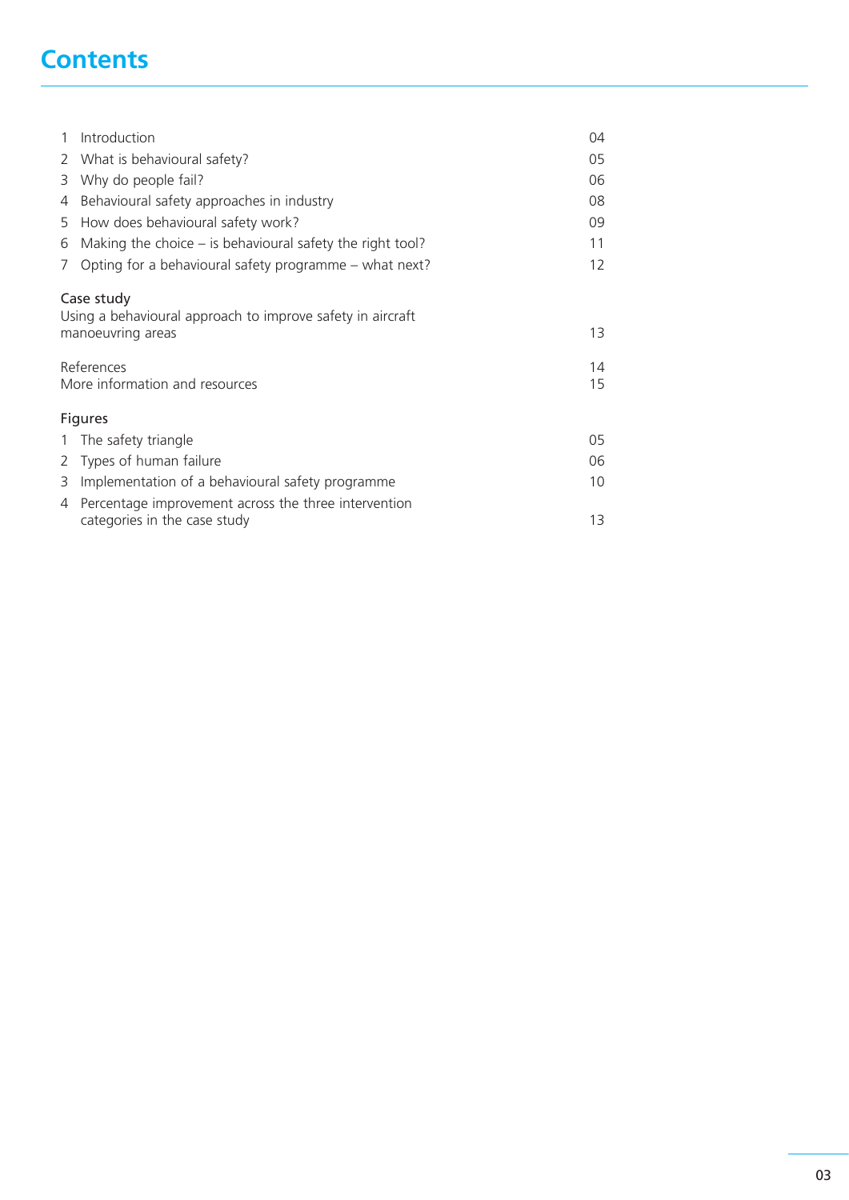# Contents

| | | |
|---|---|---|
| 1 | Introduction | 04 |
| 2 | What is behavioural safety? | 05 |
| 3 | Why do people fail? | 06 |
| 4 | Behavioural safety approaches in industry | 08 |
| 5 | How does behavioural safety work? | 09 |
| 6 | Making the choice – is behavioural safety the right tool? | 11 |
| 7 | Opting for a behavioural safety programme – what next? | 12 |

| | |
|---|---|
| Case study<br>Using a behavioural approach to improve safety in aircraft manoeuvring areas | 13 |
| References | 14 |
| More information and resources | 15 |

**Figures**

| | | |
|---|---|---|
| 1 | The safety triangle | 05 |
| 2 | Types of human failure | 06 |
| 3 | Implementation of a behavioural safety programme | 10 |
| 4 | Percentage improvement across the three intervention categories in the case study | 13 |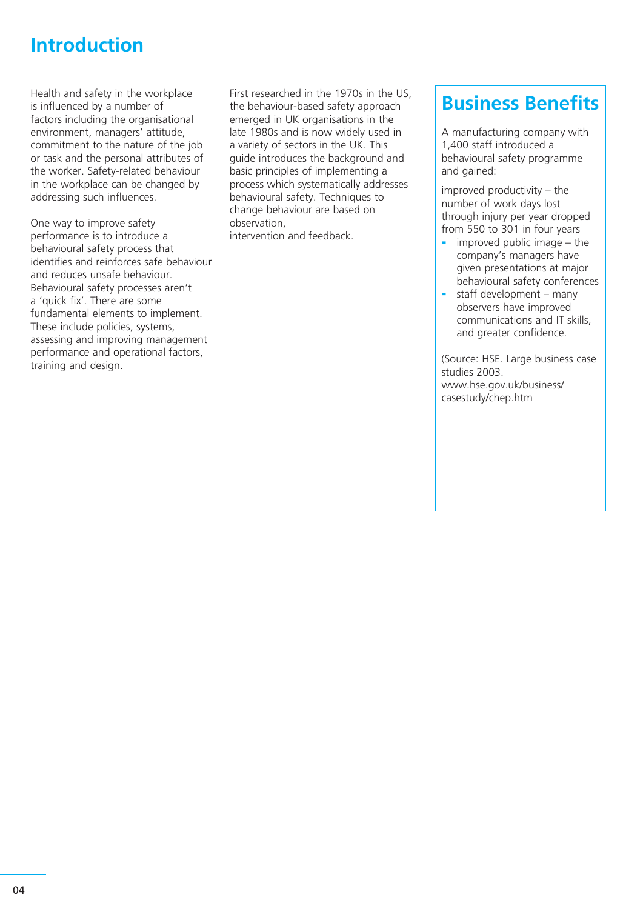# Introduction

Health and safety in the workplace is influenced by a number of factors including the organisational environment, managers' attitude, commitment to the nature of the job or task and the personal attributes of the worker. Safety-related behaviour in the workplace can be changed by addressing such influences.

One way to improve safety performance is to introduce a behavioural safety process that identifies and reinforces safe behaviour and reduces unsafe behaviour. Behavioural safety processes aren't a 'quick fix'. There are some fundamental elements to implement. These include policies, systems, assessing and improving management performance and operational factors, training and design.

First researched in the 1970s in the US, the behaviour-based safety approach emerged in UK organisations in the late 1980s and is now widely used in a variety of sectors in the UK. This guide introduces the background and basic principles of implementing a process which systematically addresses behavioural safety. Techniques to change behaviour are based on observation, intervention and feedback.

## Business Benefits

A manufacturing company with 1,400 staff introduced a behavioural safety programme and gained:

improved productivity – the number of work days lost through injury per year dropped from 550 to 301 in four years

- improved public image – the company's managers have given presentations at major behavioural safety conferences
- staff development – many observers have improved communications and IT skills, and greater confidence.

(Source: HSE. Large business case studies 2003. www.hse.gov.uk/business/casestudy/chep.htm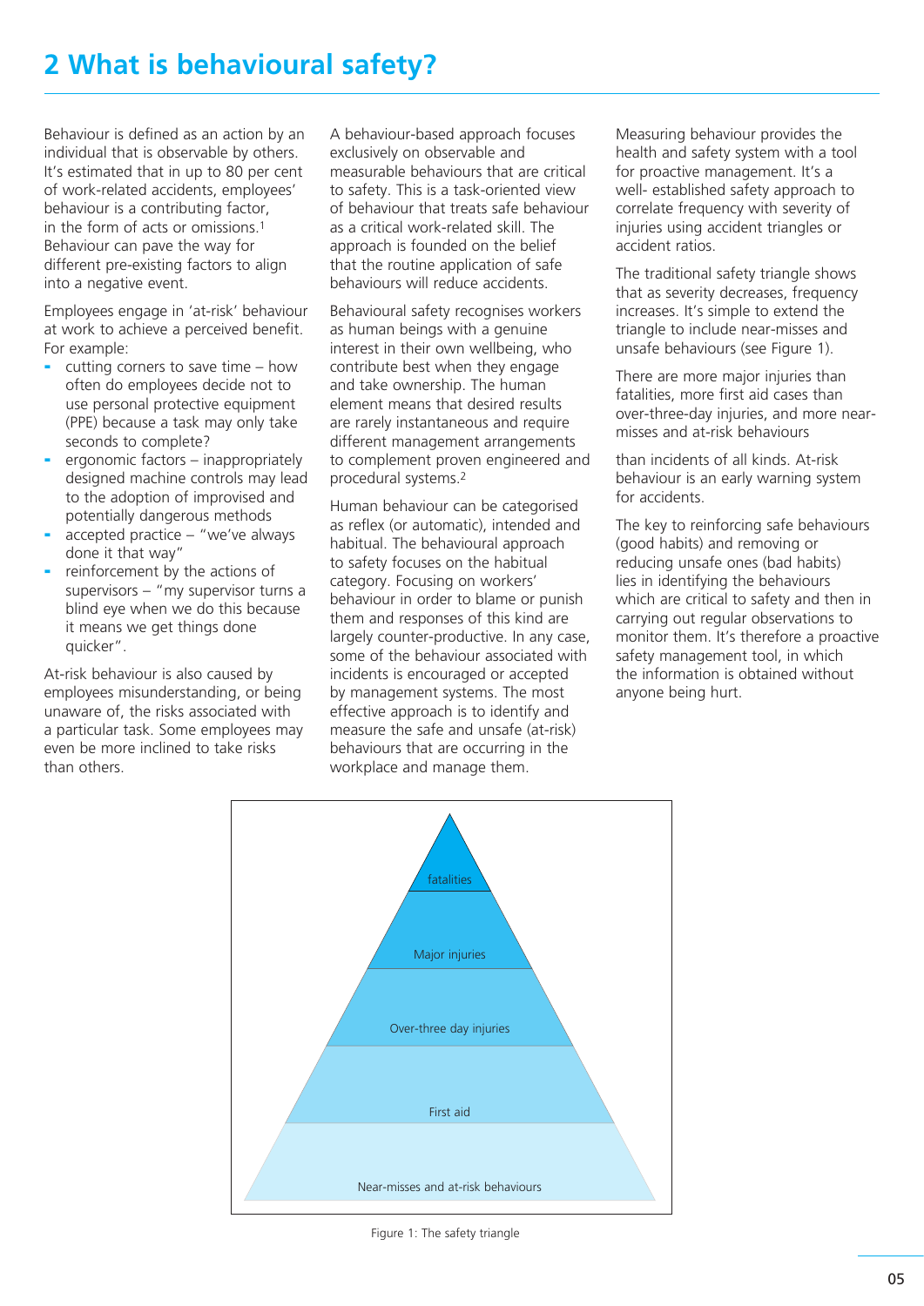## 2 What is behavioural safety?

Behaviour is defined as an action by an individual that is observable by others. It's estimated that in up to 80 per cent of work-related accidents, employees' behaviour is a contributing factor, in the form of acts or omissions.[1] Behaviour can pave the way for different pre-existing factors to align into a negative event.

Employees engage in 'at-risk' behaviour at work to achieve a perceived benefit. For example:

- cutting corners to save time – how often do employees decide not to use personal protective equipment (PPE) because a task may only take seconds to complete?
- ergonomic factors – inappropriately designed machine controls may lead to the adoption of improvised and potentially dangerous methods
- accepted practice – "we've always done it that way"
- reinforcement by the actions of supervisors – "my supervisor turns a blind eye when we do this because it means we get things done quicker".

At-risk behaviour is also caused by employees misunderstanding, or being unaware of, the risks associated with a particular task. Some employees may even be more inclined to take risks than others.

A behaviour-based approach focuses exclusively on observable and measurable behaviours that are critical to safety. This is a task-oriented view of behaviour that treats safe behaviour as a critical work-related skill. The approach is founded on the belief that the routine application of safe behaviours will reduce accidents.

Behavioural safety recognises workers as human beings with a genuine interest in their own wellbeing, who contribute best when they engage and take ownership. The human element means that desired results are rarely instantaneous and require different management arrangements to complement proven engineered and procedural systems.[2]

Human behaviour can be categorised as reflex (or automatic), intended and habitual. The behavioural approach to safety focuses on the habitual category. Focusing on workers' behaviour in order to blame or punish them and responses of this kind are largely counter-productive. In any case, some of the behaviour associated with incidents is encouraged or accepted by management systems. The most effective approach is to identify and measure the safe and unsafe (at-risk) behaviours that are occurring in the workplace and manage them.

Measuring behaviour provides the health and safety system with a tool for proactive management. It's a well- established safety approach to correlate frequency with severity of injuries using accident triangles or accident ratios.

The traditional safety triangle shows that as severity decreases, frequency increases. It's simple to extend the triangle to include near-misses and unsafe behaviours (see Figure 1).

There are more major injuries than fatalities, more first aid cases than over-three-day injuries, and more near-misses and at-risk behaviours than incidents of all kinds. At-risk behaviour is an early warning system for accidents.

The key to reinforcing safe behaviours (good habits) and removing or reducing unsafe ones (bad habits) lies in identifying the behaviours which are critical to safety and then in carrying out regular observations to monitor them. It's therefore a proactive safety management tool, in which the information is obtained without anyone being hurt.

- fatalities
- Major injuries
- Over-three day injuries
- First aid
- Near-misses and at-risk behaviours

Figure 1: The safety triangle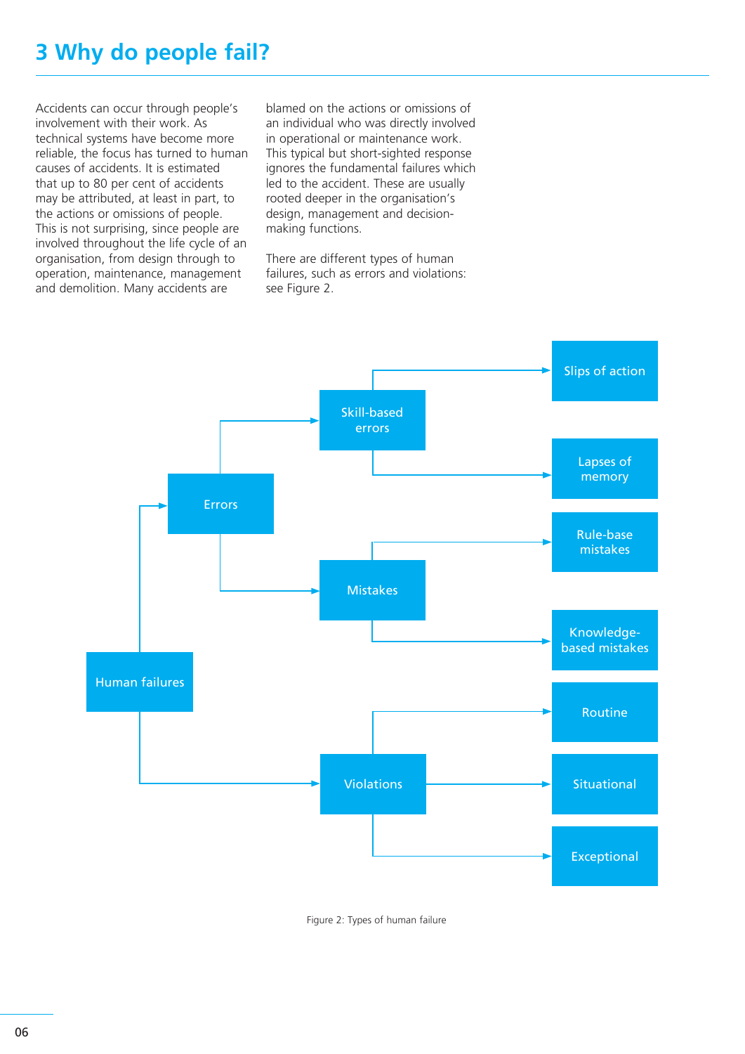# 3 Why do people fail?

Accidents can occur through people's involvement with their work. As technical systems have become more reliable, the focus has turned to human causes of accidents. It is estimated that up to 80 per cent of accidents may be attributed, at least in part, to the actions or omissions of people. This is not surprising, since people are involved throughout the life cycle of an organisation, from design through to operation, maintenance, management and demolition. Many accidents are blamed on the actions or omissions of an individual who was directly involved in operational or maintenance work. This typical but short-sighted response ignores the fundamental failures which led to the accident. These are usually rooted deeper in the organisation's design, management and decision-making functions.

There are different types of human failures, such as errors and violations: see Figure 2.

- Human failures
  - Errors
    - Skill-based errors
      - Slips of action
      - Lapses of memory
    - Mistakes
      - Rule-base mistakes
      - Knowledge-based mistakes
  - Violations
    - Routine
    - Situational
    - Exceptional

Figure 2: Types of human failure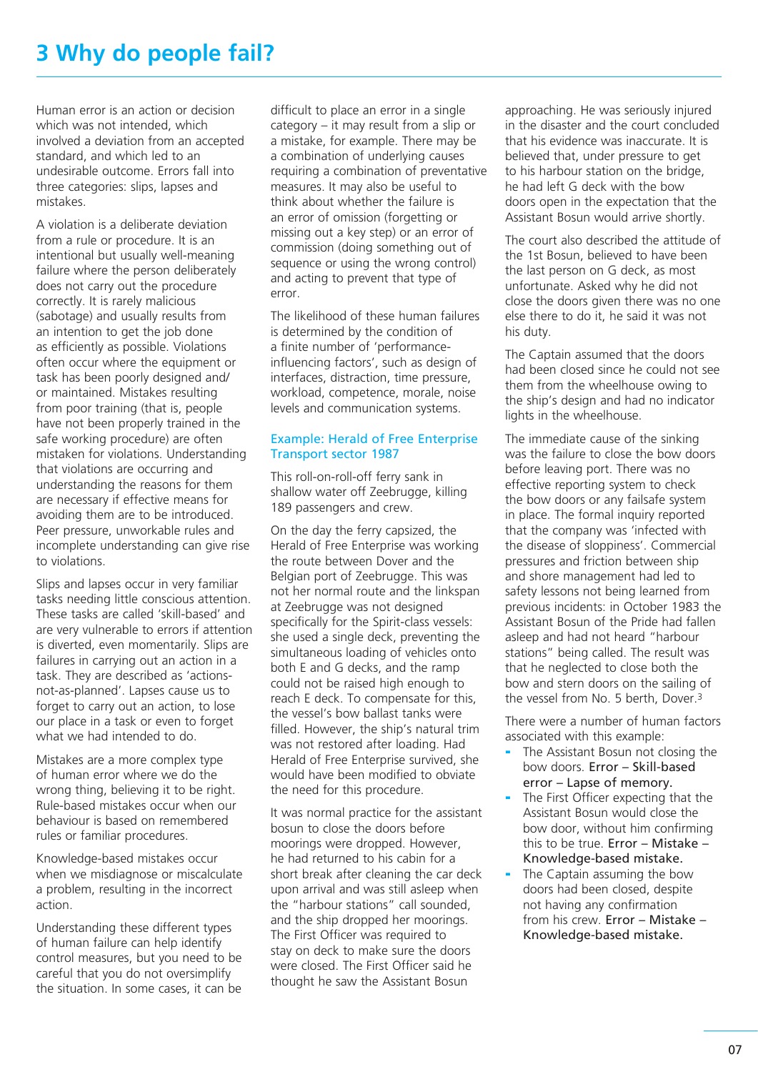# 3 Why do people fail?

Human error is an action or decision which was not intended, which involved a deviation from an accepted standard, and which led to an undesirable outcome. Errors fall into three categories: slips, lapses and mistakes.

A violation is a deliberate deviation from a rule or procedure. It is an intentional but usually well-meaning failure where the person deliberately does not carry out the procedure correctly. It is rarely malicious (sabotage) and usually results from an intention to get the job done as efficiently as possible. Violations often occur where the equipment or task has been poorly designed and/ or maintained. Mistakes resulting from poor training (that is, people have not been properly trained in the safe working procedure) are often mistaken for violations. Understanding that violations are occurring and understanding the reasons for them are necessary if effective means for avoiding them are to be introduced. Peer pressure, unworkable rules and incomplete understanding can give rise to violations.

Slips and lapses occur in very familiar tasks needing little conscious attention. These tasks are called 'skill-based' and are very vulnerable to errors if attention is diverted, even momentarily. Slips are failures in carrying out an action in a task. They are described as 'actions-not-as-planned'. Lapses cause us to forget to carry out an action, to lose our place in a task or even to forget what we had intended to do.

Mistakes are a more complex type of human error where we do the wrong thing, believing it to be right. Rule-based mistakes occur when our behaviour is based on remembered rules or familiar procedures.

Knowledge-based mistakes occur when we misdiagnose or miscalculate a problem, resulting in the incorrect action.

Understanding these different types of human failure can help identify control measures, but you need to be careful that you do not oversimplify the situation. In some cases, it can be difficult to place an error in a single category – it may result from a slip or a mistake, for example. There may be a combination of underlying causes requiring a combination of preventative measures. It may also be useful to think about whether the failure is an error of omission (forgetting or missing out a key step) or an error of commission (doing something out of sequence or using the wrong control) and acting to prevent that type of error.

The likelihood of these human failures is determined by the condition of a finite number of 'performance-influencing factors', such as design of interfaces, distraction, time pressure, workload, competence, morale, noise levels and communication systems.

### Example: Herald of Free Enterprise Transport sector 1987

This roll-on-roll-off ferry sank in shallow water off Zeebrugge, killing 189 passengers and crew.

On the day the ferry capsized, the Herald of Free Enterprise was working the route between Dover and the Belgian port of Zeebrugge. This was not her normal route and the linkspan at Zeebrugge was not designed specifically for the Spirit-class vessels: she used a single deck, preventing the simultaneous loading of vehicles onto both E and G decks, and the ramp could not be raised high enough to reach E deck. To compensate for this, the vessel's bow ballast tanks were filled. However, the ship's natural trim was not restored after loading. Had Herald of Free Enterprise survived, she would have been modified to obviate the need for this procedure.

It was normal practice for the assistant bosun to close the doors before moorings were dropped. However, he had returned to his cabin for a short break after cleaning the car deck upon arrival and was still asleep when the "harbour stations" call sounded, and the ship dropped her moorings. The First Officer was required to stay on deck to make sure the doors were closed. The First Officer said he thought he saw the Assistant Bosun approaching. He was seriously injured in the disaster and the court concluded that his evidence was inaccurate. It is believed that, under pressure to get to his harbour station on the bridge, he had left G deck with the bow doors open in the expectation that the Assistant Bosun would arrive shortly.

The court also described the attitude of the 1st Bosun, believed to have been the last person on G deck, as most unfortunate. Asked why he did not close the doors given there was no one else there to do it, he said it was not his duty.

The Captain assumed that the doors had been closed since he could not see them from the wheelhouse owing to the ship's design and had no indicator lights in the wheelhouse.

The immediate cause of the sinking was the failure to close the bow doors before leaving port. There was no effective reporting system to check the bow doors or any failsafe system in place. The formal inquiry reported that the company was 'infected with the disease of sloppiness'. Commercial pressures and friction between ship and shore management had led to safety lessons not being learned from previous incidents: in October 1983 the Assistant Bosun of the Pride had fallen asleep and had not heard "harbour stations" being called. The result was that he neglected to close both the bow and stern doors on the sailing of the vessel from No. 5 berth, Dover.[3]

There were a number of human factors associated with this example:

- The Assistant Bosun not closing the bow doors. **Error – Skill-based error – Lapse of memory.**
- The First Officer expecting that the Assistant Bosun would close the bow door, without him confirming this to be true. **Error – Mistake – Knowledge-based mistake.**
- The Captain assuming the bow doors had been closed, despite not having any confirmation from his crew. **Error – Mistake – Knowledge-based mistake.**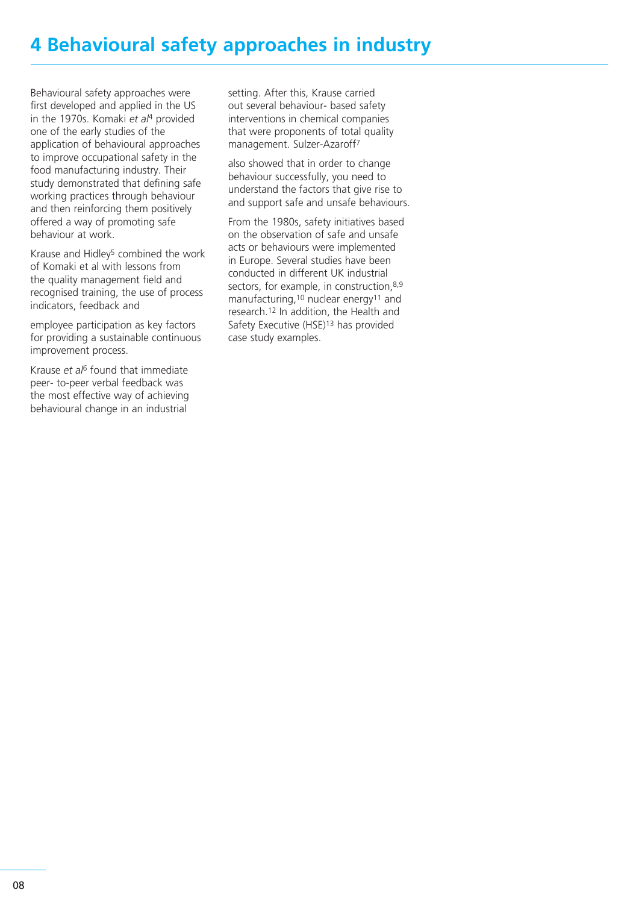# 4 Behavioural safety approaches in industry

Behavioural safety approaches were first developed and applied in the US in the 1970s. Komaki *et al*[4] provided one of the early studies of the application of behavioural approaches to improve occupational safety in the food manufacturing industry. Their study demonstrated that defining safe working practices through behaviour and then reinforcing them positively offered a way of promoting safe behaviour at work.

Krause and Hidley[5] combined the work of Komaki et al with lessons from the quality management field and recognised training, the use of process indicators, feedback and employee participation as key factors for providing a sustainable continuous improvement process.

Krause *et al*[6] found that immediate peer- to-peer verbal feedback was the most effective way of achieving behavioural change in an industrial setting. After this, Krause carried out several behaviour- based safety interventions in chemical companies that were proponents of total quality management. Sulzer-Azaroff[7] also showed that in order to change behaviour successfully, you need to understand the factors that give rise to and support safe and unsafe behaviours.

From the 1980s, safety initiatives based on the observation of safe and unsafe acts or behaviours were implemented in Europe. Several studies have been conducted in different UK industrial sectors, for example, in construction,[8,9] manufacturing,[10] nuclear energy[11] and research.[12] In addition, the Health and Safety Executive (HSE)[13] has provided case study examples.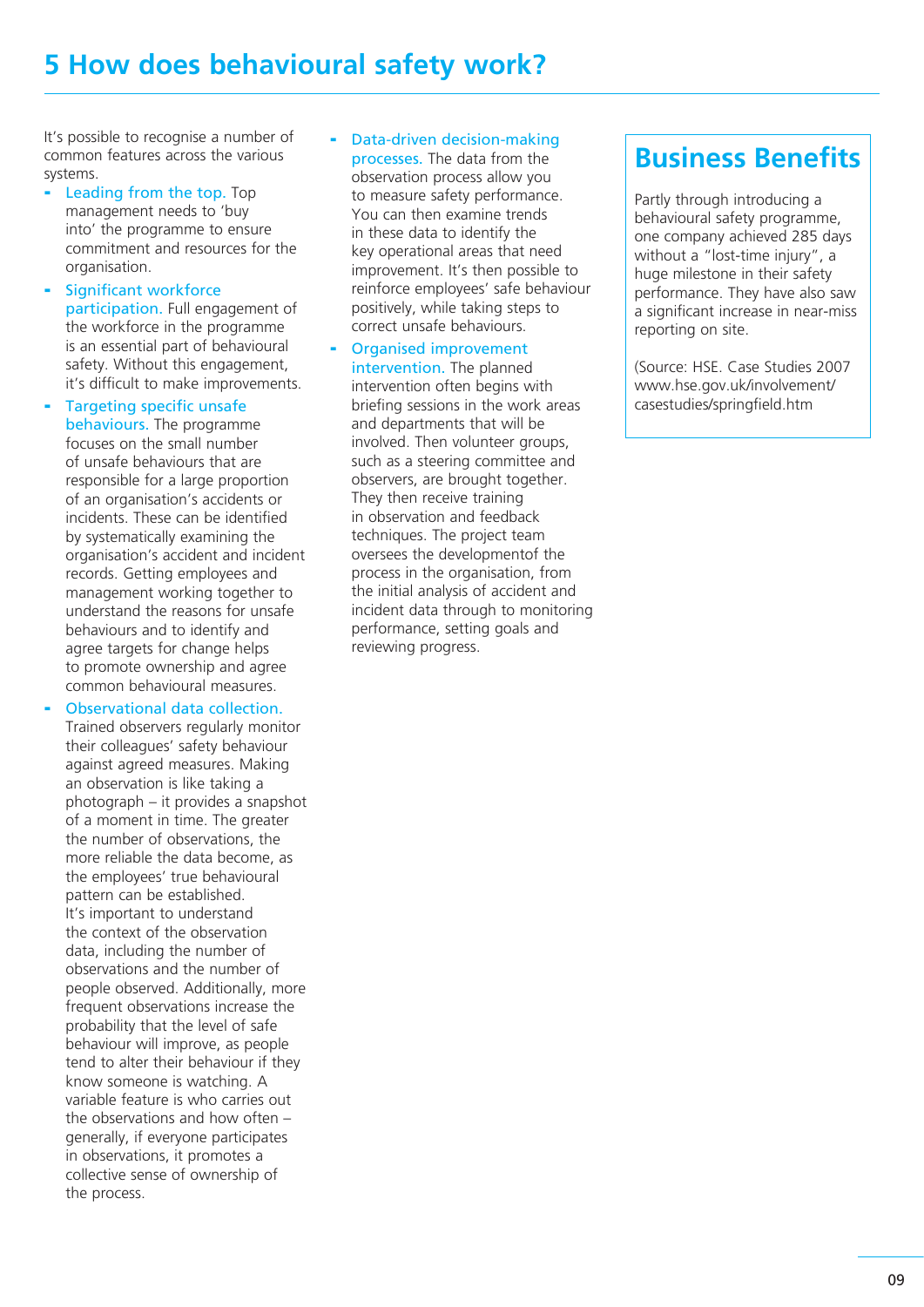# 5 How does behavioural safety work?

It's possible to recognise a number of common features across the various systems.

- **Leading from the top.** Top management needs to 'buy into' the programme to ensure commitment and resources for the organisation.
- **Significant workforce participation.** Full engagement of the workforce in the programme is an essential part of behavioural safety. Without this engagement, it's difficult to make improvements.
- **Targeting specific unsafe behaviours.** The programme focuses on the small number of unsafe behaviours that are responsible for a large proportion of an organisation's accidents or incidents. These can be identified by systematically examining the organisation's accident and incident records. Getting employees and management working together to understand the reasons for unsafe behaviours and to identify and agree targets for change helps to promote ownership and agree common behavioural measures.
- **Observational data collection.** Trained observers regularly monitor their colleagues' safety behaviour against agreed measures. Making an observation is like taking a photograph – it provides a snapshot of a moment in time. The greater the number of observations, the more reliable the data become, as the employees' true behavioural pattern can be established. It's important to understand the context of the observation data, including the number of observations and the number of people observed. Additionally, more frequent observations increase the probability that the level of safe behaviour will improve, as people tend to alter their behaviour if they know someone is watching. A variable feature is who carries out the observations and how often – generally, if everyone participates in observations, it promotes a collective sense of ownership of the process.
- **Data-driven decision-making processes.** The data from the observation process allow you to measure safety performance. You can then examine trends in these data to identify the key operational areas that need improvement. It's then possible to reinforce employees' safe behaviour positively, while taking steps to correct unsafe behaviours.
- **Organised improvement intervention.** The planned intervention often begins with briefing sessions in the work areas and departments that will be involved. Then volunteer groups, such as a steering committee and observers, are brought together. They then receive training in observation and feedback techniques. The project team oversees the developmentof the process in the organisation, from the initial analysis of accident and incident data through to monitoring performance, setting goals and reviewing progress.

## Business Benefits

Partly through introducing a behavioural safety programme, one company achieved 285 days without a "lost-time injury", a huge milestone in their safety performance. They have also saw a significant increase in near-miss reporting on site.

(Source: HSE. Case Studies 2007 www.hse.gov.uk/involvement/casestudies/springfield.htm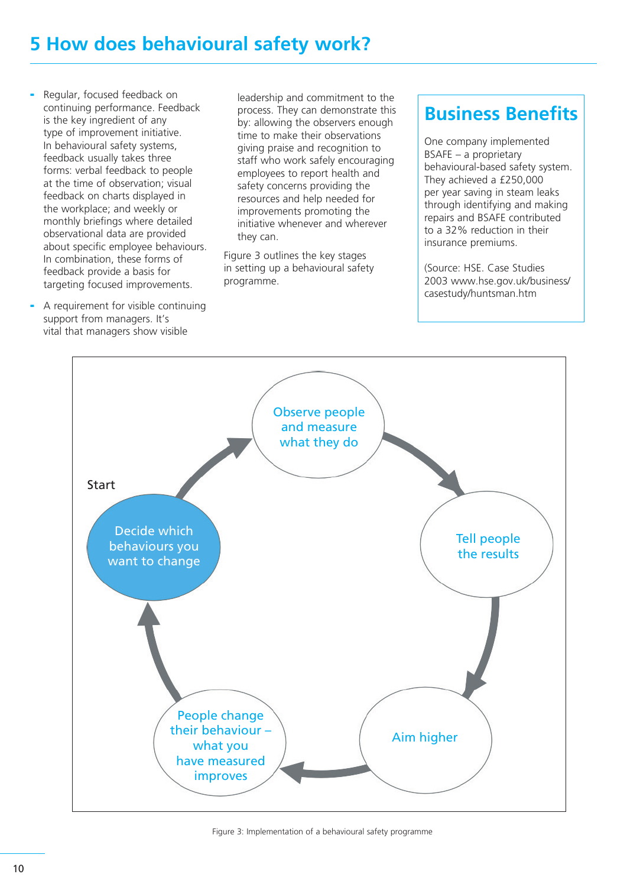# 5 How does behavioural safety work?

- Regular, focused feedback on continuing performance. Feedback is the key ingredient of any type of improvement initiative. In behavioural safety systems, feedback usually takes three forms: verbal feedback to people at the time of observation; visual feedback on charts displayed in the workplace; and weekly or monthly briefings where detailed observational data are provided about specific employee behaviours. In combination, these forms of feedback provide a basis for targeting focused improvements.
- A requirement for visible continuing support from managers. It's vital that managers show visible leadership and commitment to the process. They can demonstrate this by: allowing the observers enough time to make their observations giving praise and recognition to staff who work safely encouraging employees to report health and safety concerns providing the resources and help needed for improvements promoting the initiative whenever and wherever they can.

Figure 3 outlines the key stages in setting up a behavioural safety programme.

## Business Benefits

One company implemented BSAFE – a proprietary behavioural-based safety system. They achieved a £250,000 per year saving in steam leaks through identifying and making repairs and BSAFE contributed to a 32% reduction in their insurance premiums.

(Source: HSE. Case Studies 2003 www.hse.gov.uk/business/casestudy/huntsman.htm

Start

Decide which behaviours you want to change → Observe people and measure what they do → Tell people the results → Aim higher → People change their behaviour – what you have measured improves → Decide which behaviours you want to change

Figure 3: Implementation of a behavioural safety programme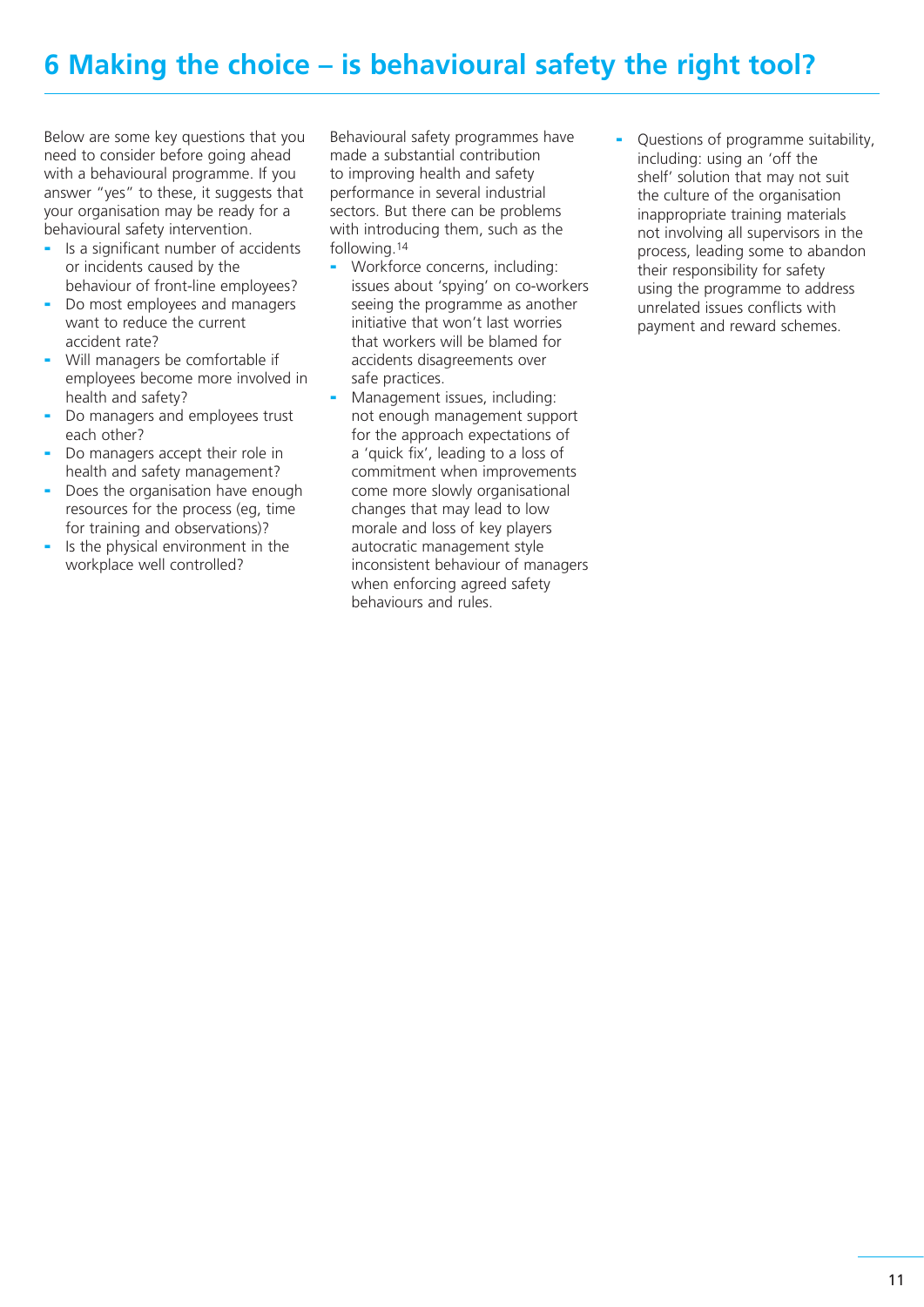# 6 Making the choice – is behavioural safety the right tool?

Below are some key questions that you need to consider before going ahead with a behavioural programme. If you answer "yes" to these, it suggests that your organisation may be ready for a behavioural safety intervention.

- Is a significant number of accidents or incidents caused by the behaviour of front-line employees?
- Do most employees and managers want to reduce the current accident rate?
- Will managers be comfortable if employees become more involved in health and safety?
- Do managers and employees trust each other?
- Do managers accept their role in health and safety management?
- Does the organisation have enough resources for the process (eg, time for training and observations)?
- Is the physical environment in the workplace well controlled?

Behavioural safety programmes have made a substantial contribution to improving health and safety performance in several industrial sectors. But there can be problems with introducing them, such as the following.[14]

- Workforce concerns, including: issues about 'spying' on co-workers seeing the programme as another initiative that won't last worries that workers will be blamed for accidents disagreements over safe practices.
- Management issues, including: not enough management support for the approach expectations of a 'quick fix', leading to a loss of commitment when improvements come more slowly organisational changes that may lead to low morale and loss of key players autocratic management style inconsistent behaviour of managers when enforcing agreed safety behaviours and rules.
- Questions of programme suitability, including: using an 'off the shelf' solution that may not suit the culture of the organisation inappropriate training materials not involving all supervisors in the process, leading some to abandon their responsibility for safety using the programme to address unrelated issues conflicts with payment and reward schemes.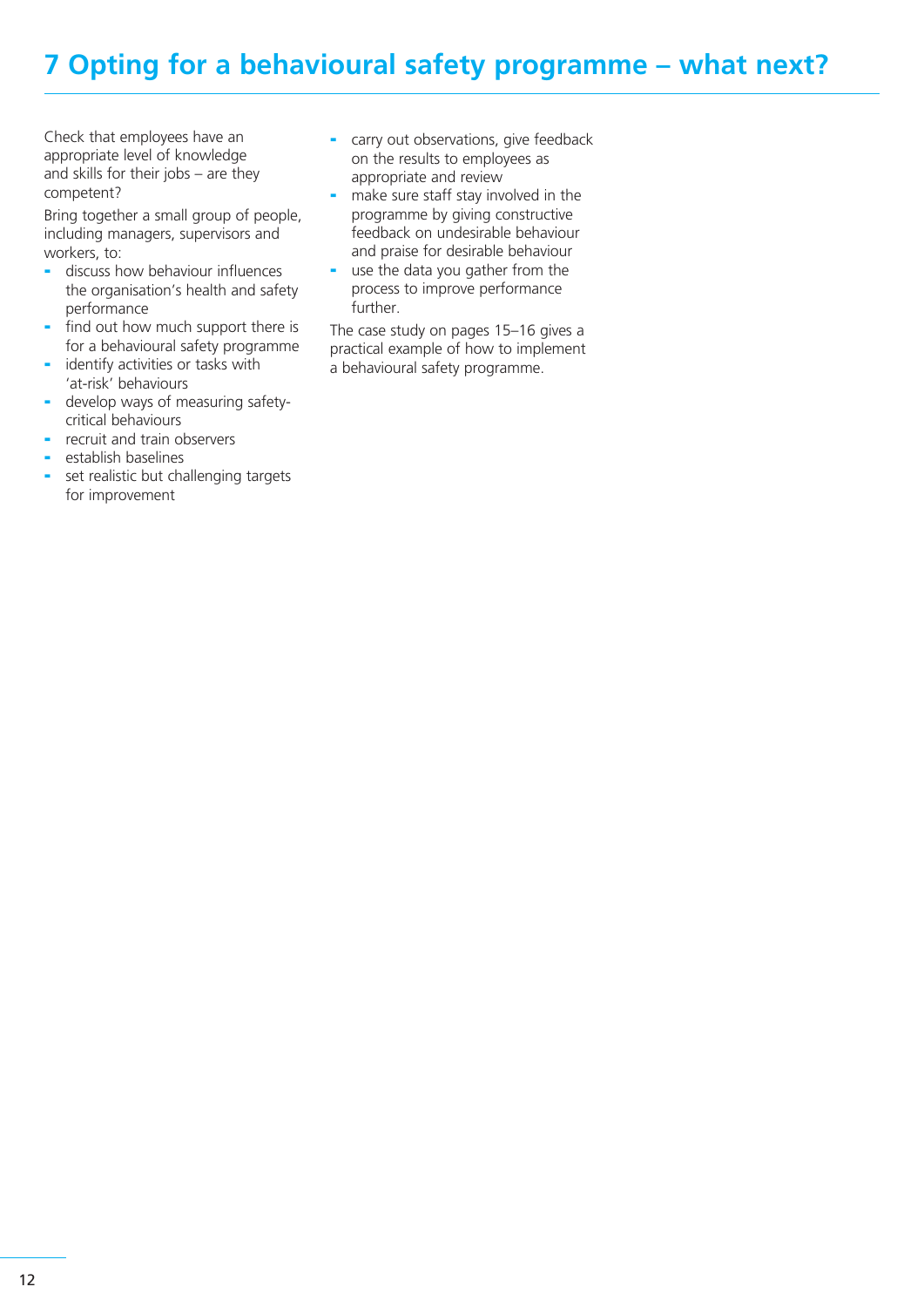# 7 Opting for a behavioural safety programme – what next?

Check that employees have an appropriate level of knowledge and skills for their jobs – are they competent?

Bring together a small group of people, including managers, supervisors and workers, to:

- discuss how behaviour influences the organisation's health and safety performance
- find out how much support there is for a behavioural safety programme
- identify activities or tasks with 'at-risk' behaviours
- develop ways of measuring safety-critical behaviours
- recruit and train observers
- establish baselines
- set realistic but challenging targets for improvement
- carry out observations, give feedback on the results to employees as appropriate and review
- make sure staff stay involved in the programme by giving constructive feedback on undesirable behaviour and praise for desirable behaviour
- use the data you gather from the process to improve performance further.

The case study on pages 15–16 gives a practical example of how to implement a behavioural safety programme.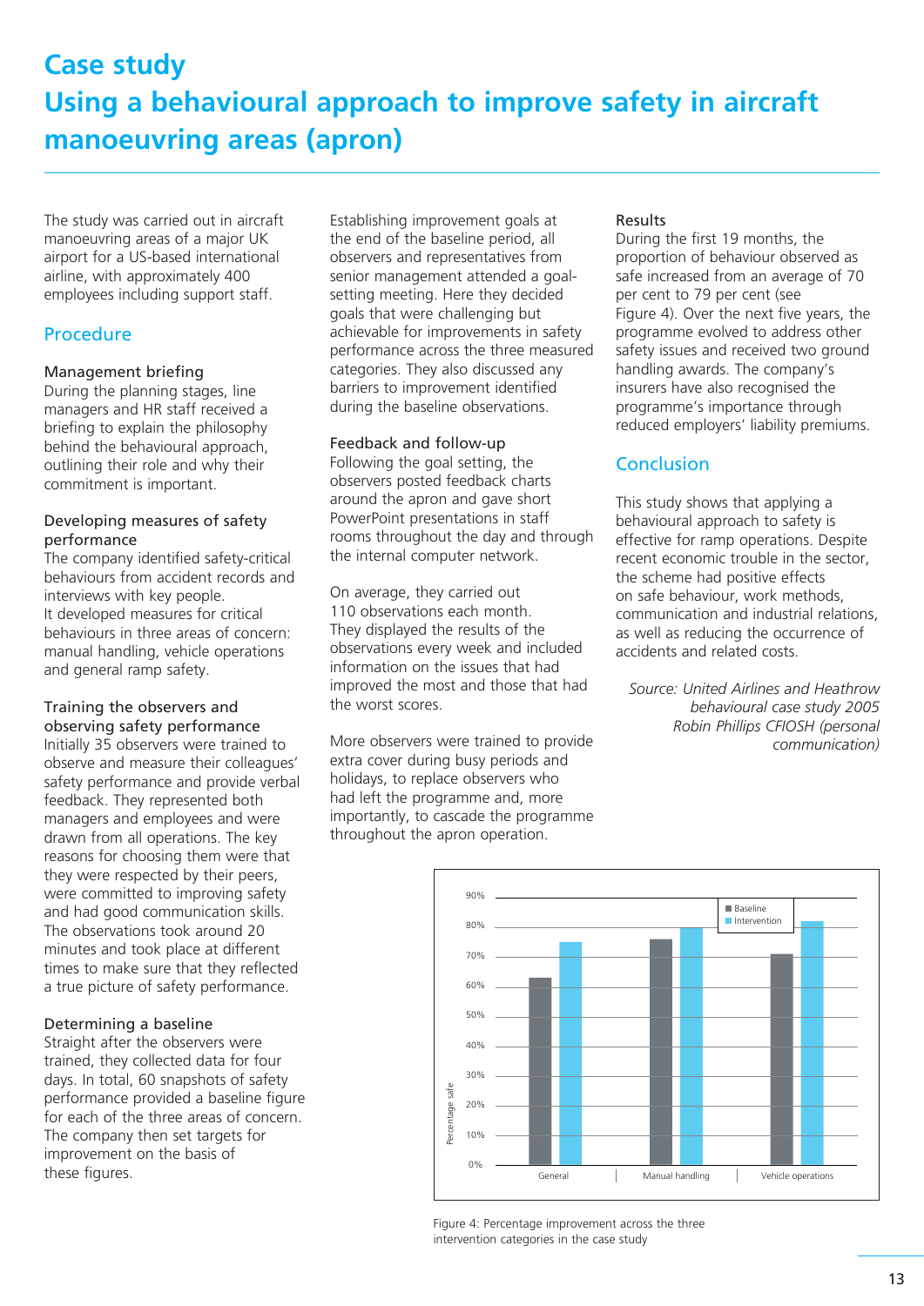# Case study
# Using a behavioural approach to improve safety in aircraft manoeuvring areas (apron)

The study was carried out in aircraft manoeuvring areas of a major UK airport for a US-based international airline, with approximately 400 employees including support staff.

## Procedure

### Management briefing

During the planning stages, line managers and HR staff received a briefing to explain the philosophy behind the behavioural approach, outlining their role and why their commitment is important.

### Developing measures of safety performance

The company identified safety-critical behaviours from accident records and interviews with key people.
It developed measures for critical behaviours in three areas of concern: manual handling, vehicle operations and general ramp safety.

### Training the observers and observing safety performance

Initially 35 observers were trained to observe and measure their colleagues' safety performance and provide verbal feedback. They represented both managers and employees and were drawn from all operations. The key reasons for choosing them were that they were respected by their peers, were committed to improving safety and had good communication skills. The observations took around 20 minutes and took place at different times to make sure that they reflected a true picture of safety performance.

### Determining a baseline

Straight after the observers were trained, they collected data for four days. In total, 60 snapshots of safety performance provided a baseline figure for each of the three areas of concern. The company then set targets for improvement on the basis of these figures.

Establishing improvement goals at the end of the baseline period, all observers and representatives from senior management attended a goal-setting meeting. Here they decided goals that were challenging but achievable for improvements in safety performance across the three measured categories. They also discussed any barriers to improvement identified during the baseline observations.

### Feedback and follow-up

Following the goal setting, the observers posted feedback charts around the apron and gave short PowerPoint presentations in staff rooms throughout the day and through the internal computer network.

On average, they carried out 110 observations each month. They displayed the results of the observations every week and included information on the issues that had improved the most and those that had the worst scores.

More observers were trained to provide extra cover during busy periods and holidays, to replace observers who had left the programme and, more importantly, to cascade the programme throughout the apron operation.

### Results

During the first 19 months, the proportion of behaviour observed as safe increased from an average of 70 per cent to 79 per cent (see Figure 4). Over the next five years, the programme evolved to address other safety issues and received two ground handling awards. The company's insurers have also recognised the programme's importance through reduced employers' liability premiums.

## Conclusion

This study shows that applying a behavioural approach to safety is effective for ramp operations. Despite recent economic trouble in the sector, the scheme had positive effects on safe behaviour, work methods, communication and industrial relations, as well as reducing the occurrence of accidents and related costs.

*Source: United Airlines and Heathrow behavioural case study 2005 Robin Phillips CFIOSH (personal communication)*

Figure 4: Percentage improvement across the three intervention categories in the case study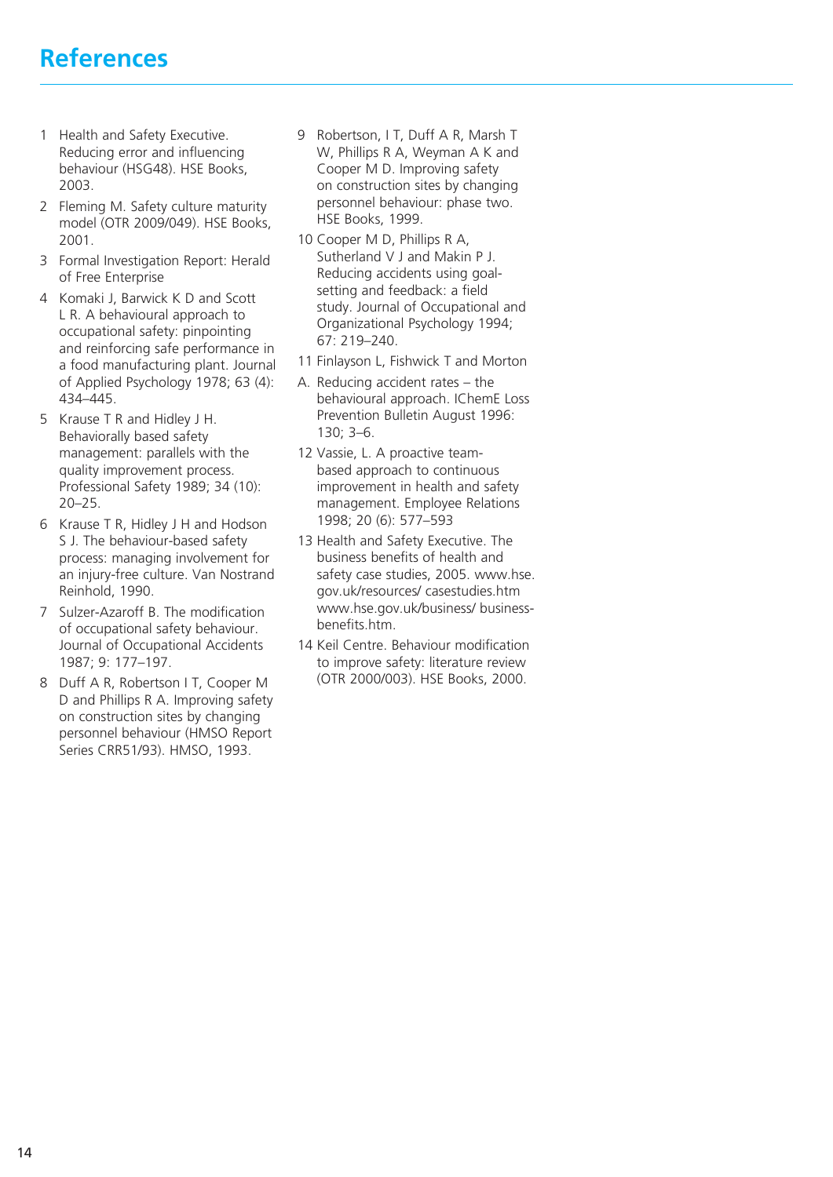# References

1. Health and Safety Executive. Reducing error and influencing behaviour (HSG48). HSE Books, 2003.
2. Fleming M. Safety culture maturity model (OTR 2009/049). HSE Books, 2001.
3. Formal Investigation Report: Herald of Free Enterprise
4. Komaki J, Barwick K D and Scott L R. A behavioural approach to occupational safety: pinpointing and reinforcing safe performance in a food manufacturing plant. Journal of Applied Psychology 1978; 63 (4): 434–445.
5. Krause T R and Hidley J H. Behaviorally based safety management: parallels with the quality improvement process. Professional Safety 1989; 34 (10): 20–25.
6. Krause T R, Hidley J H and Hodson S J. The behaviour-based safety process: managing involvement for an injury-free culture. Van Nostrand Reinhold, 1990.
7. Sulzer-Azaroff B. The modification of occupational safety behaviour. Journal of Occupational Accidents 1987; 9: 177–197.
8. Duff A R, Robertson I T, Cooper M D and Phillips R A. Improving safety on construction sites by changing personnel behaviour (HMSO Report Series CRR51/93). HMSO, 1993.
9. Robertson, I T, Duff A R, Marsh T W, Phillips R A, Weyman A K and Cooper M D. Improving safety on construction sites by changing personnel behaviour: phase two. HSE Books, 1999.
10. Cooper M D, Phillips R A, Sutherland V J and Makin P J. Reducing accidents using goal-setting and feedback: a field study. Journal of Occupational and Organizational Psychology 1994; 67: 219–240.
11. Finlayson L, Fishwick T and Morton A. Reducing accident rates – the behavioural approach. IChemE Loss Prevention Bulletin August 1996: 130; 3–6.
12. Vassie, L. A proactive team-based approach to continuous improvement in health and safety management. Employee Relations 1998; 20 (6): 577–593
13. Health and Safety Executive. The business benefits of health and safety case studies, 2005. www.hse.gov.uk/resources/ casestudies.htm www.hse.gov.uk/business/ business-benefits.htm.
14. Keil Centre. Behaviour modification to improve safety: literature review (OTR 2000/003). HSE Books, 2000.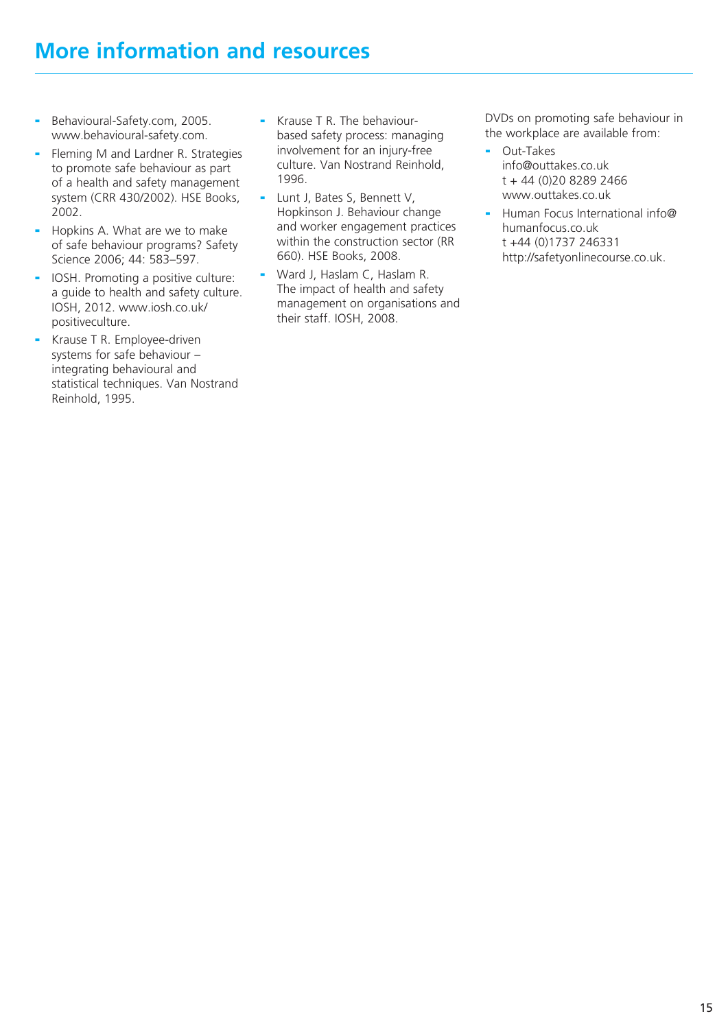# More information and resources

- Behavioural-Safety.com, 2005. www.behavioural-safety.com.
- Fleming M and Lardner R. Strategies to promote safe behaviour as part of a health and safety management system (CRR 430/2002). HSE Books, 2002.
- Hopkins A. What are we to make of safe behaviour programs? Safety Science 2006; 44: 583–597.
- IOSH. Promoting a positive culture: a guide to health and safety culture. IOSH, 2012. www.iosh.co.uk/positiveculture.
- Krause T R. Employee-driven systems for safe behaviour – integrating behavioural and statistical techniques. Van Nostrand Reinhold, 1995.
- Krause T R. The behaviour-based safety process: managing involvement for an injury-free culture. Van Nostrand Reinhold, 1996.
- Lunt J, Bates S, Bennett V, Hopkinson J. Behaviour change and worker engagement practices within the construction sector (RR 660). HSE Books, 2008.
- Ward J, Haslam C, Haslam R. The impact of health and safety management on organisations and their staff. IOSH, 2008.

DVDs on promoting safe behaviour in the workplace are available from:

- Out-Takes
  info@outtakes.co.uk
  t + 44 (0)20 8289 2466
  www.outtakes.co.uk
- Human Focus International info@humanfocus.co.uk
  t +44 (0)1737 246331
  http://safetyonlinecourse.co.uk.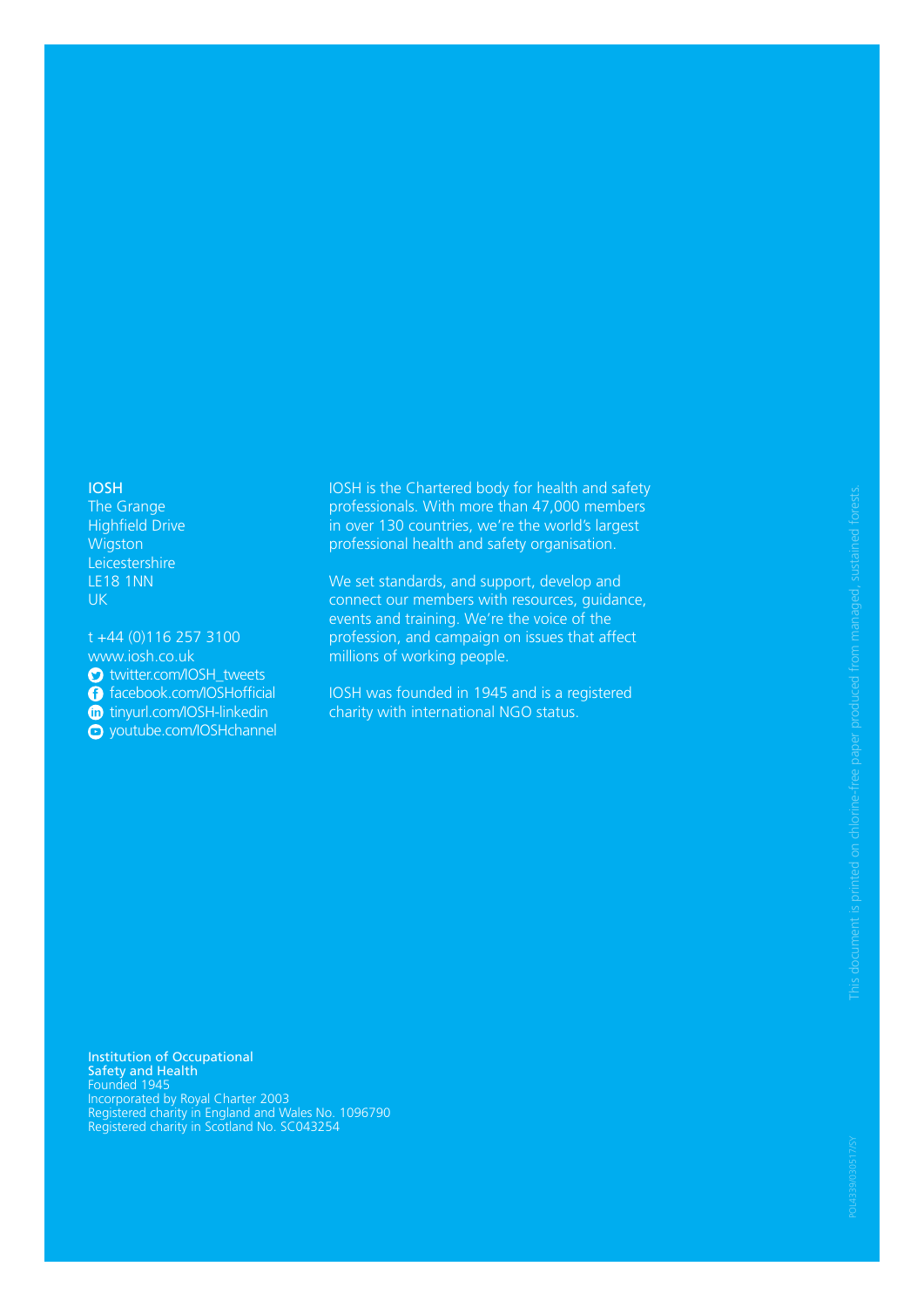**IOSH**
The Grange
Highfield Drive
Wigston
Leicestershire
LE18 1NN
UK

t +44 (0)116 257 3100
www.iosh.co.uk
twitter.com/IOSH_tweets
facebook.com/IOSHofficial
tinyurl.com/IOSH-linkedin
youtube.com/IOSHchannel

IOSH is the Chartered body for health and safety professionals. With more than 47,000 members in over 130 countries, we're the world's largest professional health and safety organisation.

We set standards, and support, develop and connect our members with resources, guidance, events and training. We're the voice of the profession, and campaign on issues that affect millions of working people.

IOSH was founded in 1945 and is a registered charity with international NGO status.

This document is printed on chlorine-free paper produced from managed, sustained forests.

**Institution of Occupational Safety and Health**
Founded 1945
Incorporated by Royal Charter 2003
Registered charity in England and Wales No. 1096790
Registered charity in Scotland No. SC043254

POL4339/030517/SY